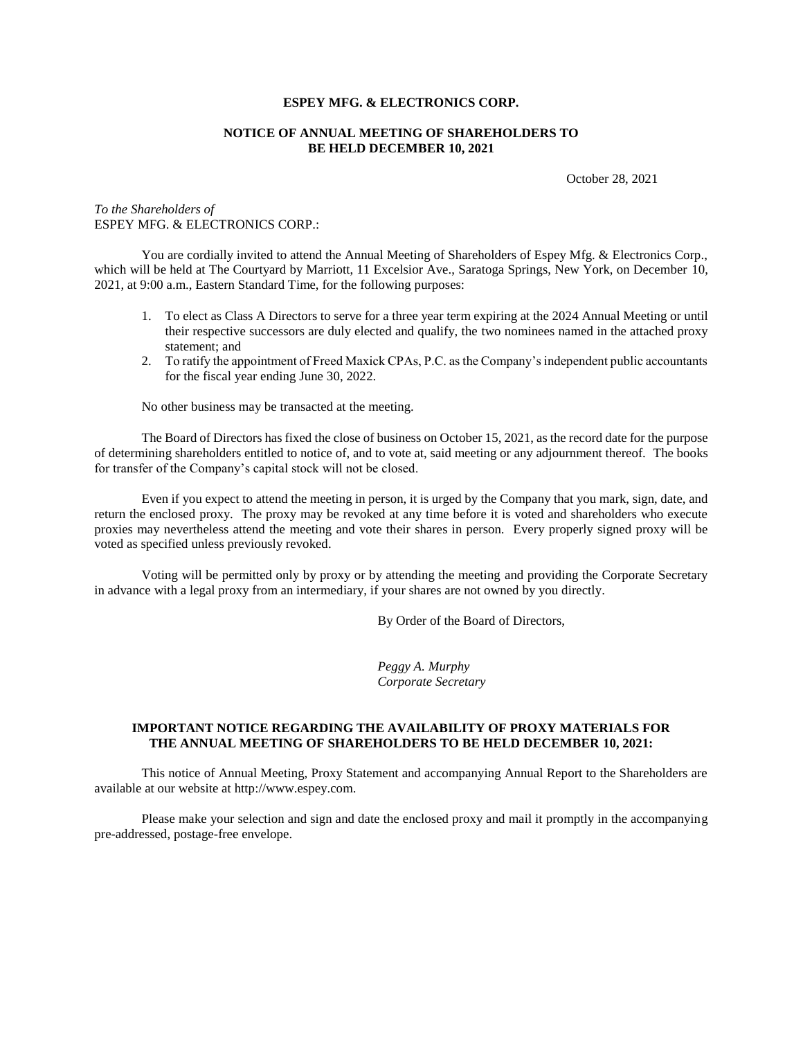**ESPEY MFG. & ELECTRONICS CORP.**

**NOTICE OF ANNUAL MEETING OF SHAREHOLDERS TO BE HELD DECEMBER 10, 2021**

October 28, 2021

*To the Shareholders of*
ESPEY MFG. & ELECTRONICS CORP.:

You are cordially invited to attend the Annual Meeting of Shareholders of Espey Mfg. & Electronics Corp., which will be held at The Courtyard by Marriott, 11 Excelsior Ave., Saratoga Springs, New York, on December 10, 2021, at 9:00 a.m., Eastern Standard Time, for the following purposes:

1. To elect as Class A Directors to serve for a three year term expiring at the 2024 Annual Meeting or until their respective successors are duly elected and qualify, the two nominees named in the attached proxy statement; and
2. To ratify the appointment of Freed Maxick CPAs, P.C. as the Company's independent public accountants for the fiscal year ending June 30, 2022.

No other business may be transacted at the meeting.

The Board of Directors has fixed the close of business on October 15, 2021, as the record date for the purpose of determining shareholders entitled to notice of, and to vote at, said meeting or any adjournment thereof. The books for transfer of the Company's capital stock will not be closed.

Even if you expect to attend the meeting in person, it is urged by the Company that you mark, sign, date, and return the enclosed proxy. The proxy may be revoked at any time before it is voted and shareholders who execute proxies may nevertheless attend the meeting and vote their shares in person. Every properly signed proxy will be voted as specified unless previously revoked.

Voting will be permitted only by proxy or by attending the meeting and providing the Corporate Secretary in advance with a legal proxy from an intermediary, if your shares are not owned by you directly.

By Order of the Board of Directors,

*Peggy A. Murphy*
*Corporate Secretary*

**IMPORTANT NOTICE REGARDING THE AVAILABILITY OF PROXY MATERIALS FOR THE ANNUAL MEETING OF SHAREHOLDERS TO BE HELD DECEMBER 10, 2021:**

This notice of Annual Meeting, Proxy Statement and accompanying Annual Report to the Shareholders are available at our website at http://www.espey.com.

Please make your selection and sign and date the enclosed proxy and mail it promptly in the accompanying pre-addressed, postage-free envelope.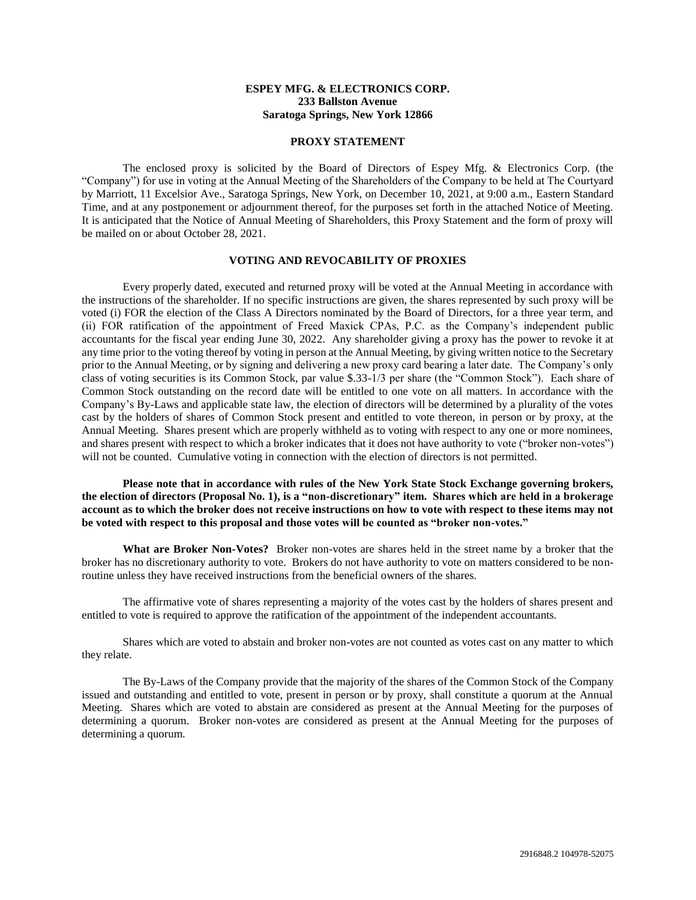**ESPEY MFG. & ELECTRONICS CORP.**
**233 Ballston Avenue**
**Saratoga Springs, New York 12866**

## PROXY STATEMENT

The enclosed proxy is solicited by the Board of Directors of Espey Mfg. & Electronics Corp. (the "Company") for use in voting at the Annual Meeting of the Shareholders of the Company to be held at The Courtyard by Marriott, 11 Excelsior Ave., Saratoga Springs, New York, on December 10, 2021, at 9:00 a.m., Eastern Standard Time, and at any postponement or adjournment thereof, for the purposes set forth in the attached Notice of Meeting. It is anticipated that the Notice of Annual Meeting of Shareholders, this Proxy Statement and the form of proxy will be mailed on or about October 28, 2021.

## VOTING AND REVOCABILITY OF PROXIES

Every properly dated, executed and returned proxy will be voted at the Annual Meeting in accordance with the instructions of the shareholder. If no specific instructions are given, the shares represented by such proxy will be voted (i) FOR the election of the Class A Directors nominated by the Board of Directors, for a three year term, and (ii) FOR ratification of the appointment of Freed Maxick CPAs, P.C. as the Company's independent public accountants for the fiscal year ending June 30, 2022. Any shareholder giving a proxy has the power to revoke it at any time prior to the voting thereof by voting in person at the Annual Meeting, by giving written notice to the Secretary prior to the Annual Meeting, or by signing and delivering a new proxy card bearing a later date. The Company's only class of voting securities is its Common Stock, par value $.33-1/3 per share (the "Common Stock"). Each share of Common Stock outstanding on the record date will be entitled to one vote on all matters. In accordance with the Company's By-Laws and applicable state law, the election of directors will be determined by a plurality of the votes cast by the holders of shares of Common Stock present and entitled to vote thereon, in person or by proxy, at the Annual Meeting. Shares present which are properly withheld as to voting with respect to any one or more nominees, and shares present with respect to which a broker indicates that it does not have authority to vote ("broker non-votes") will not be counted. Cumulative voting in connection with the election of directors is not permitted.

**Please note that in accordance with rules of the New York State Stock Exchange governing brokers, the election of directors (Proposal No. 1), is a "non-discretionary" item. Shares which are held in a brokerage account as to which the broker does not receive instructions on how to vote with respect to these items may not be voted with respect to this proposal and those votes will be counted as "broker non-votes."**

**What are Broker Non-Votes?** Broker non-votes are shares held in the street name by a broker that the broker has no discretionary authority to vote. Brokers do not have authority to vote on matters considered to be non-routine unless they have received instructions from the beneficial owners of the shares.

The affirmative vote of shares representing a majority of the votes cast by the holders of shares present and entitled to vote is required to approve the ratification of the appointment of the independent accountants.

Shares which are voted to abstain and broker non-votes are not counted as votes cast on any matter to which they relate.

The By-Laws of the Company provide that the majority of the shares of the Common Stock of the Company issued and outstanding and entitled to vote, present in person or by proxy, shall constitute a quorum at the Annual Meeting. Shares which are voted to abstain are considered as present at the Annual Meeting for the purposes of determining a quorum. Broker non-votes are considered as present at the Annual Meeting for the purposes of determining a quorum.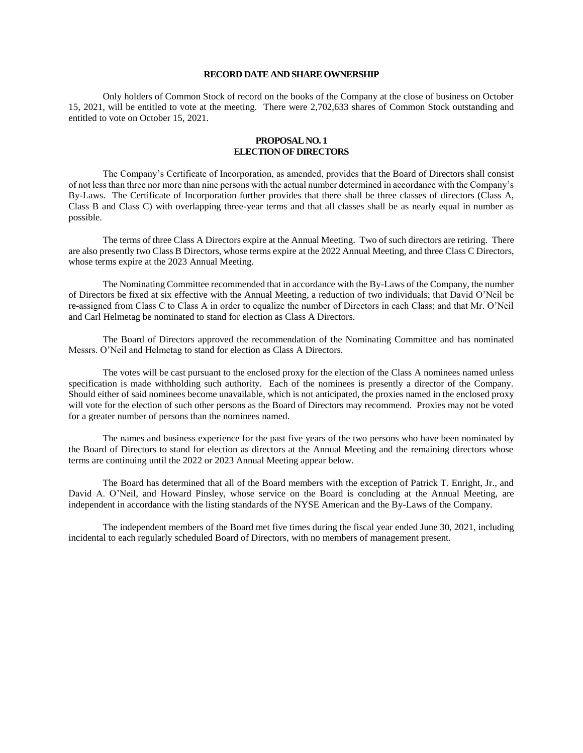## RECORD DATE AND SHARE OWNERSHIP

Only holders of Common Stock of record on the books of the Company at the close of business on October 15, 2021, will be entitled to vote at the meeting. There were 2,702,633 shares of Common Stock outstanding and entitled to vote on October 15, 2021.

## PROPOSAL NO. 1
## ELECTION OF DIRECTORS

The Company's Certificate of Incorporation, as amended, provides that the Board of Directors shall consist of not less than three nor more than nine persons with the actual number determined in accordance with the Company's By-Laws. The Certificate of Incorporation further provides that there shall be three classes of directors (Class A, Class B and Class C) with overlapping three-year terms and that all classes shall be as nearly equal in number as possible.

The terms of three Class A Directors expire at the Annual Meeting. Two of such directors are retiring. There are also presently two Class B Directors, whose terms expire at the 2022 Annual Meeting, and three Class C Directors, whose terms expire at the 2023 Annual Meeting.

The Nominating Committee recommended that in accordance with the By-Laws of the Company, the number of Directors be fixed at six effective with the Annual Meeting, a reduction of two individuals; that David O'Neil be re-assigned from Class C to Class A in order to equalize the number of Directors in each Class; and that Mr. O'Neil and Carl Helmetag be nominated to stand for election as Class A Directors.

The Board of Directors approved the recommendation of the Nominating Committee and has nominated Messrs. O'Neil and Helmetag to stand for election as Class A Directors.

The votes will be cast pursuant to the enclosed proxy for the election of the Class A nominees named unless specification is made withholding such authority. Each of the nominees is presently a director of the Company. Should either of said nominees become unavailable, which is not anticipated, the proxies named in the enclosed proxy will vote for the election of such other persons as the Board of Directors may recommend. Proxies may not be voted for a greater number of persons than the nominees named.

The names and business experience for the past five years of the two persons who have been nominated by the Board of Directors to stand for election as directors at the Annual Meeting and the remaining directors whose terms are continuing until the 2022 or 2023 Annual Meeting appear below.

The Board has determined that all of the Board members with the exception of Patrick T. Enright, Jr., and David A. O'Neil, and Howard Pinsley, whose service on the Board is concluding at the Annual Meeting, are independent in accordance with the listing standards of the NYSE American and the By-Laws of the Company.

The independent members of the Board met five times during the fiscal year ended June 30, 2021, including incidental to each regularly scheduled Board of Directors, with no members of management present.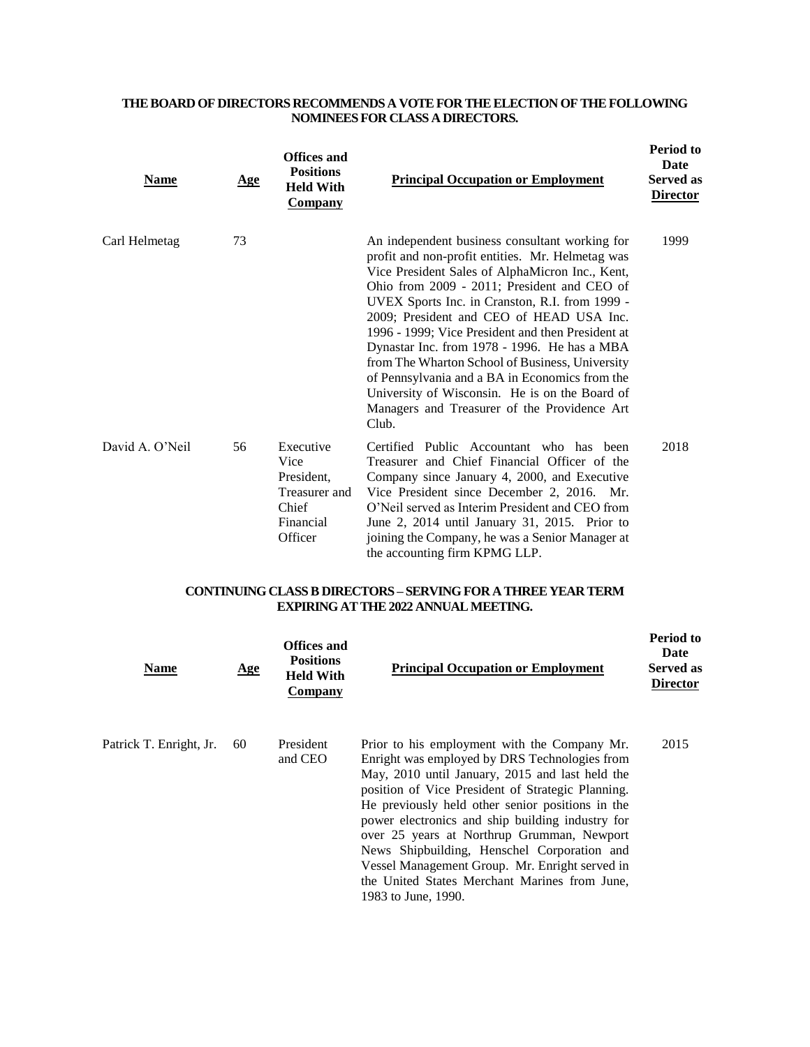**THE BOARD OF DIRECTORS RECOMMENDS A VOTE FOR THE ELECTION OF THE FOLLOWING NOMINEES FOR CLASS A DIRECTORS.**

| Name | Age | Offices and Positions Held With Company | Principal Occupation or Employment | Period to Date Served as Director |
|---|---|---|---|---|
| Carl Helmetag | 73 | | An independent business consultant working for profit and non-profit entities. Mr. Helmetag was Vice President Sales of AlphaMicron Inc., Kent, Ohio from 2009 - 2011; President and CEO of UVEX Sports Inc. in Cranston, R.I. from 1999 - 2009; President and CEO of HEAD USA Inc. 1996 - 1999; Vice President and then President at Dynastar Inc. from 1978 - 1996. He has a MBA from The Wharton School of Business, University of Pennsylvania and a BA in Economics from the University of Wisconsin. He is on the Board of Managers and Treasurer of the Providence Art Club. | 1999 |
| David A. O'Neil | 56 | Executive Vice President, Treasurer and Chief Financial Officer | Certified Public Accountant who has been Treasurer and Chief Financial Officer of the Company since January 4, 2000, and Executive Vice President since December 2, 2016. Mr. O'Neil served as Interim President and CEO from June 2, 2014 until January 31, 2015. Prior to joining the Company, he was a Senior Manager at the accounting firm KPMG LLP. | 2018 |

**CONTINUING CLASS B DIRECTORS – SERVING FOR A THREE YEAR TERM EXPIRING AT THE 2022 ANNUAL MEETING.**

| Name | Age | Offices and Positions Held With Company | Principal Occupation or Employment | Period to Date Served as Director |
|---|---|---|---|---|
| Patrick T. Enright, Jr. | 60 | President and CEO | Prior to his employment with the Company Mr. Enright was employed by DRS Technologies from May, 2010 until January, 2015 and last held the position of Vice President of Strategic Planning. He previously held other senior positions in the power electronics and ship building industry for over 25 years at Northrup Grumman, Newport News Shipbuilding, Henschel Corporation and Vessel Management Group. Mr. Enright served in the United States Merchant Marines from June, 1983 to June, 1990. | 2015 |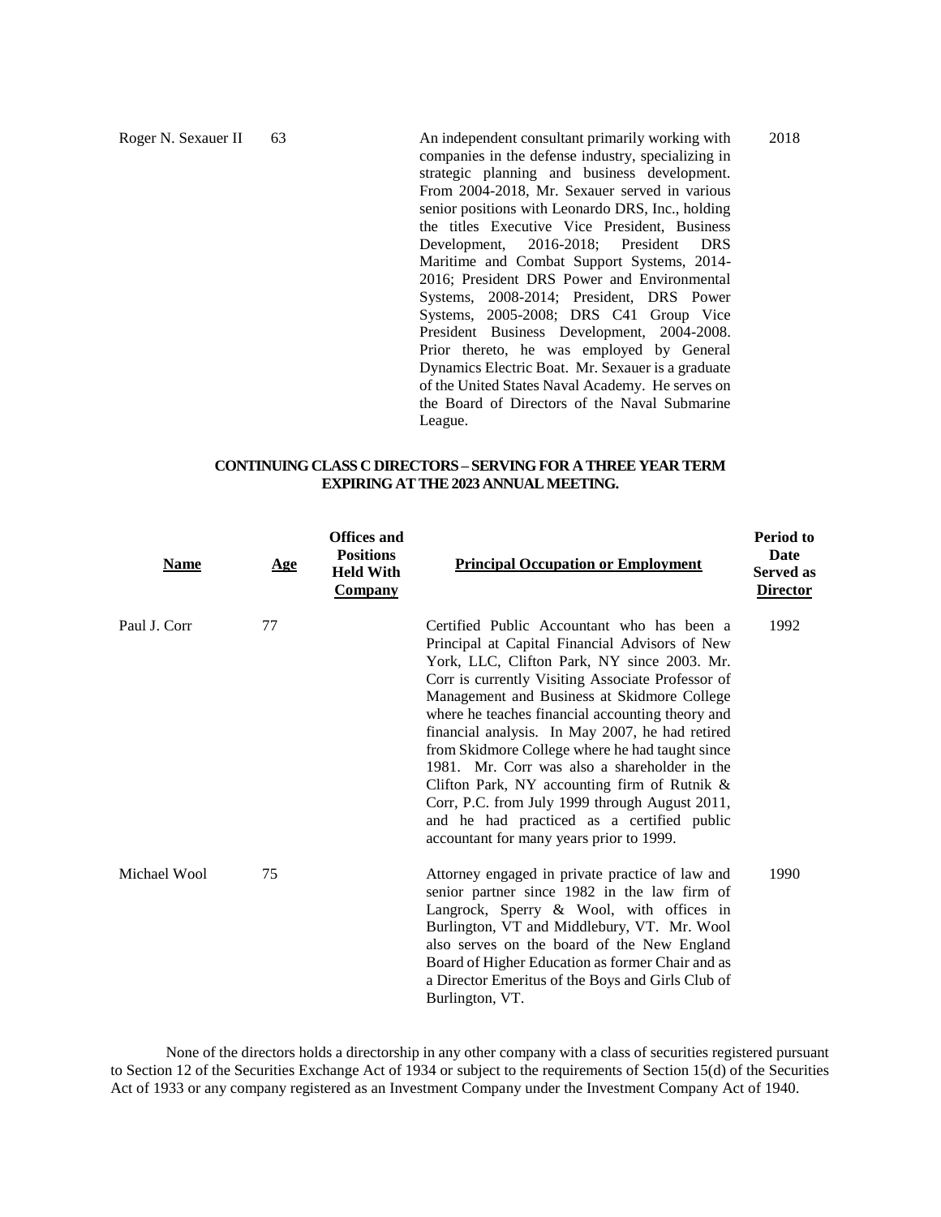| | | | | |
|---|---|---|---|---|
| Roger N. Sexauer II | 63 | | An independent consultant primarily working with companies in the defense industry, specializing in strategic planning and business development. From 2004-2018, Mr. Sexauer served in various senior positions with Leonardo DRS, Inc., holding the titles Executive Vice President, Business Development, 2016-2018; President DRS Maritime and Combat Support Systems, 2014-2016; President DRS Power and Environmental Systems, 2008-2014; President, DRS Power Systems, 2005-2008; DRS C41 Group Vice President Business Development, 2004-2008. Prior thereto, he was employed by General Dynamics Electric Boat. Mr. Sexauer is a graduate of the United States Naval Academy. He serves on the Board of Directors of the Naval Submarine League. | 2018 |

**CONTINUING CLASS C DIRECTORS – SERVING FOR A THREE YEAR TERM EXPIRING AT THE 2023 ANNUAL MEETING.**

| Name | Age | Offices and Positions Held With Company | Principal Occupation or Employment | Period to Date Served as Director |
|---|---|---|---|---|
| Paul J. Corr | 77 | | Certified Public Accountant who has been a Principal at Capital Financial Advisors of New York, LLC, Clifton Park, NY since 2003. Mr. Corr is currently Visiting Associate Professor of Management and Business at Skidmore College where he teaches financial accounting theory and financial analysis. In May 2007, he had retired from Skidmore College where he had taught since 1981. Mr. Corr was also a shareholder in the Clifton Park, NY accounting firm of Rutnik & Corr, P.C. from July 1999 through August 2011, and he had practiced as a certified public accountant for many years prior to 1999. | 1992 |
| Michael Wool | 75 | | Attorney engaged in private practice of law and senior partner since 1982 in the law firm of Langrock, Sperry & Wool, with offices in Burlington, VT and Middlebury, VT. Mr. Wool also serves on the board of the New England Board of Higher Education as former Chair and as a Director Emeritus of the Boys and Girls Club of Burlington, VT. | 1990 |

None of the directors holds a directorship in any other company with a class of securities registered pursuant to Section 12 of the Securities Exchange Act of 1934 or subject to the requirements of Section 15(d) of the Securities Act of 1933 or any company registered as an Investment Company under the Investment Company Act of 1940.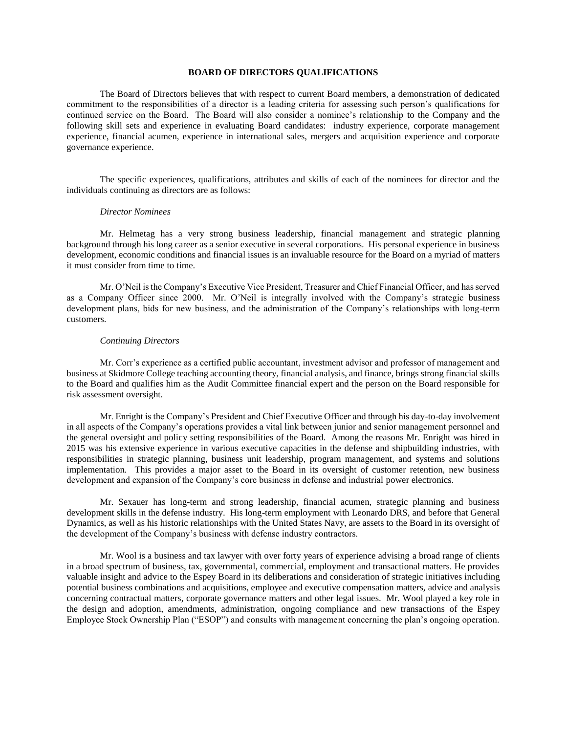## BOARD OF DIRECTORS QUALIFICATIONS

The Board of Directors believes that with respect to current Board members, a demonstration of dedicated commitment to the responsibilities of a director is a leading criteria for assessing such person's qualifications for continued service on the Board. The Board will also consider a nominee's relationship to the Company and the following skill sets and experience in evaluating Board candidates: industry experience, corporate management experience, financial acumen, experience in international sales, mergers and acquisition experience and corporate governance experience.

The specific experiences, qualifications, attributes and skills of each of the nominees for director and the individuals continuing as directors are as follows:

*Director Nominees*

Mr. Helmetag has a very strong business leadership, financial management and strategic planning background through his long career as a senior executive in several corporations. His personal experience in business development, economic conditions and financial issues is an invaluable resource for the Board on a myriad of matters it must consider from time to time.

Mr. O'Neil is the Company's Executive Vice President, Treasurer and Chief Financial Officer, and has served as a Company Officer since 2000. Mr. O'Neil is integrally involved with the Company's strategic business development plans, bids for new business, and the administration of the Company's relationships with long-term customers.

*Continuing Directors*

Mr. Corr's experience as a certified public accountant, investment advisor and professor of management and business at Skidmore College teaching accounting theory, financial analysis, and finance, brings strong financial skills to the Board and qualifies him as the Audit Committee financial expert and the person on the Board responsible for risk assessment oversight.

Mr. Enright is the Company's President and Chief Executive Officer and through his day-to-day involvement in all aspects of the Company's operations provides a vital link between junior and senior management personnel and the general oversight and policy setting responsibilities of the Board. Among the reasons Mr. Enright was hired in 2015 was his extensive experience in various executive capacities in the defense and shipbuilding industries, with responsibilities in strategic planning, business unit leadership, program management, and systems and solutions implementation. This provides a major asset to the Board in its oversight of customer retention, new business development and expansion of the Company's core business in defense and industrial power electronics.

Mr. Sexauer has long-term and strong leadership, financial acumen, strategic planning and business development skills in the defense industry. His long-term employment with Leonardo DRS, and before that General Dynamics, as well as his historic relationships with the United States Navy, are assets to the Board in its oversight of the development of the Company's business with defense industry contractors.

Mr. Wool is a business and tax lawyer with over forty years of experience advising a broad range of clients in a broad spectrum of business, tax, governmental, commercial, employment and transactional matters. He provides valuable insight and advice to the Espey Board in its deliberations and consideration of strategic initiatives including potential business combinations and acquisitions, employee and executive compensation matters, advice and analysis concerning contractual matters, corporate governance matters and other legal issues. Mr. Wool played a key role in the design and adoption, amendments, administration, ongoing compliance and new transactions of the Espey Employee Stock Ownership Plan ("ESOP") and consults with management concerning the plan's ongoing operation.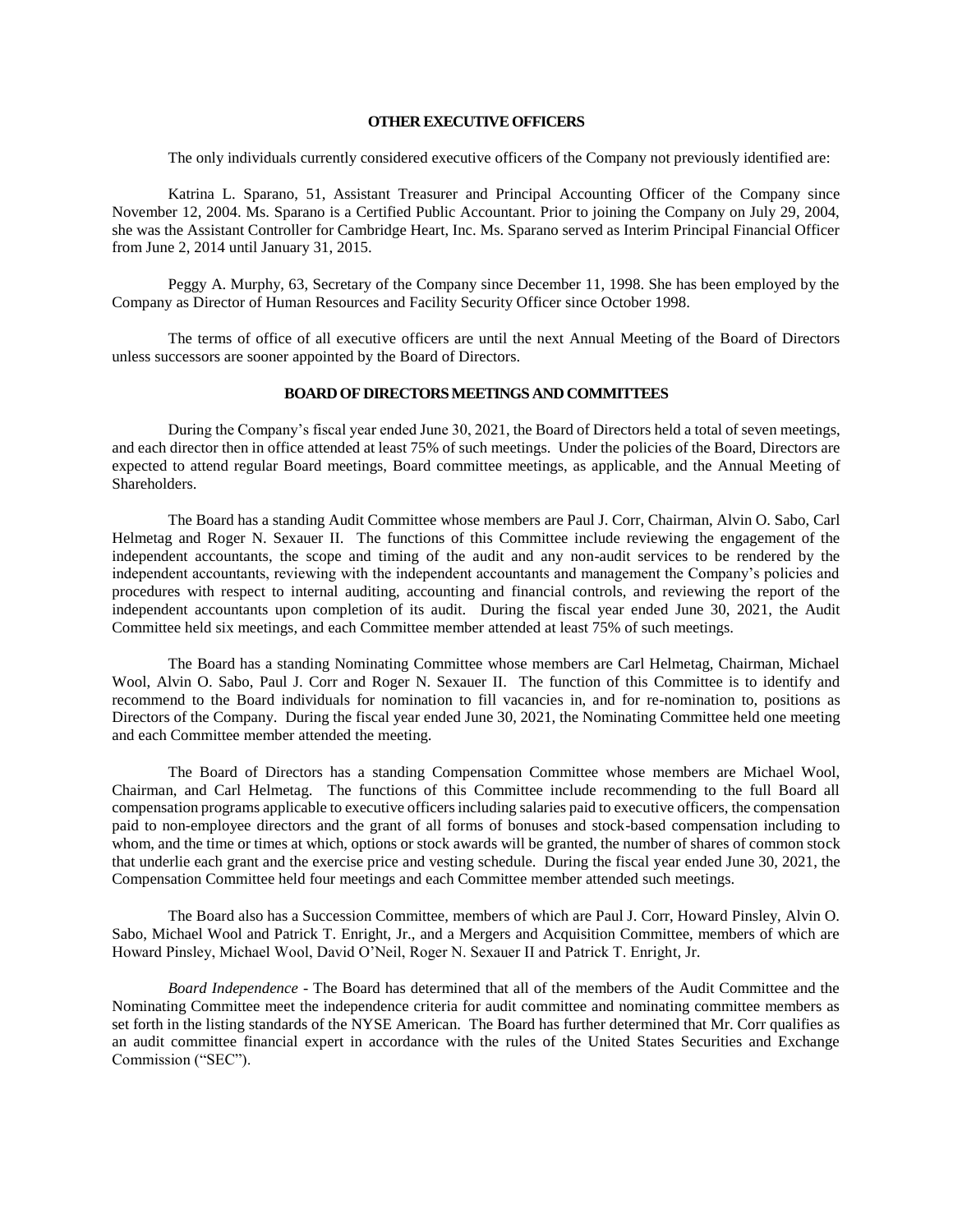## OTHER EXECUTIVE OFFICERS

The only individuals currently considered executive officers of the Company not previously identified are:

Katrina L. Sparano, 51, Assistant Treasurer and Principal Accounting Officer of the Company since November 12, 2004. Ms. Sparano is a Certified Public Accountant. Prior to joining the Company on July 29, 2004, she was the Assistant Controller for Cambridge Heart, Inc. Ms. Sparano served as Interim Principal Financial Officer from June 2, 2014 until January 31, 2015.

Peggy A. Murphy, 63, Secretary of the Company since December 11, 1998. She has been employed by the Company as Director of Human Resources and Facility Security Officer since October 1998.

The terms of office of all executive officers are until the next Annual Meeting of the Board of Directors unless successors are sooner appointed by the Board of Directors.

## BOARD OF DIRECTORS MEETINGS AND COMMITTEES

During the Company's fiscal year ended June 30, 2021, the Board of Directors held a total of seven meetings, and each director then in office attended at least 75% of such meetings. Under the policies of the Board, Directors are expected to attend regular Board meetings, Board committee meetings, as applicable, and the Annual Meeting of Shareholders.

The Board has a standing Audit Committee whose members are Paul J. Corr, Chairman, Alvin O. Sabo, Carl Helmetag and Roger N. Sexauer II. The functions of this Committee include reviewing the engagement of the independent accountants, the scope and timing of the audit and any non-audit services to be rendered by the independent accountants, reviewing with the independent accountants and management the Company's policies and procedures with respect to internal auditing, accounting and financial controls, and reviewing the report of the independent accountants upon completion of its audit. During the fiscal year ended June 30, 2021, the Audit Committee held six meetings, and each Committee member attended at least 75% of such meetings.

The Board has a standing Nominating Committee whose members are Carl Helmetag, Chairman, Michael Wool, Alvin O. Sabo, Paul J. Corr and Roger N. Sexauer II. The function of this Committee is to identify and recommend to the Board individuals for nomination to fill vacancies in, and for re-nomination to, positions as Directors of the Company. During the fiscal year ended June 30, 2021, the Nominating Committee held one meeting and each Committee member attended the meeting.

The Board of Directors has a standing Compensation Committee whose members are Michael Wool, Chairman, and Carl Helmetag. The functions of this Committee include recommending to the full Board all compensation programs applicable to executive officers including salaries paid to executive officers, the compensation paid to non-employee directors and the grant of all forms of bonuses and stock-based compensation including to whom, and the time or times at which, options or stock awards will be granted, the number of shares of common stock that underlie each grant and the exercise price and vesting schedule. During the fiscal year ended June 30, 2021, the Compensation Committee held four meetings and each Committee member attended such meetings.

The Board also has a Succession Committee, members of which are Paul J. Corr, Howard Pinsley, Alvin O. Sabo, Michael Wool and Patrick T. Enright, Jr., and a Mergers and Acquisition Committee, members of which are Howard Pinsley, Michael Wool, David O'Neil, Roger N. Sexauer II and Patrick T. Enright, Jr.

*Board Independence* - The Board has determined that all of the members of the Audit Committee and the Nominating Committee meet the independence criteria for audit committee and nominating committee members as set forth in the listing standards of the NYSE American. The Board has further determined that Mr. Corr qualifies as an audit committee financial expert in accordance with the rules of the United States Securities and Exchange Commission ("SEC").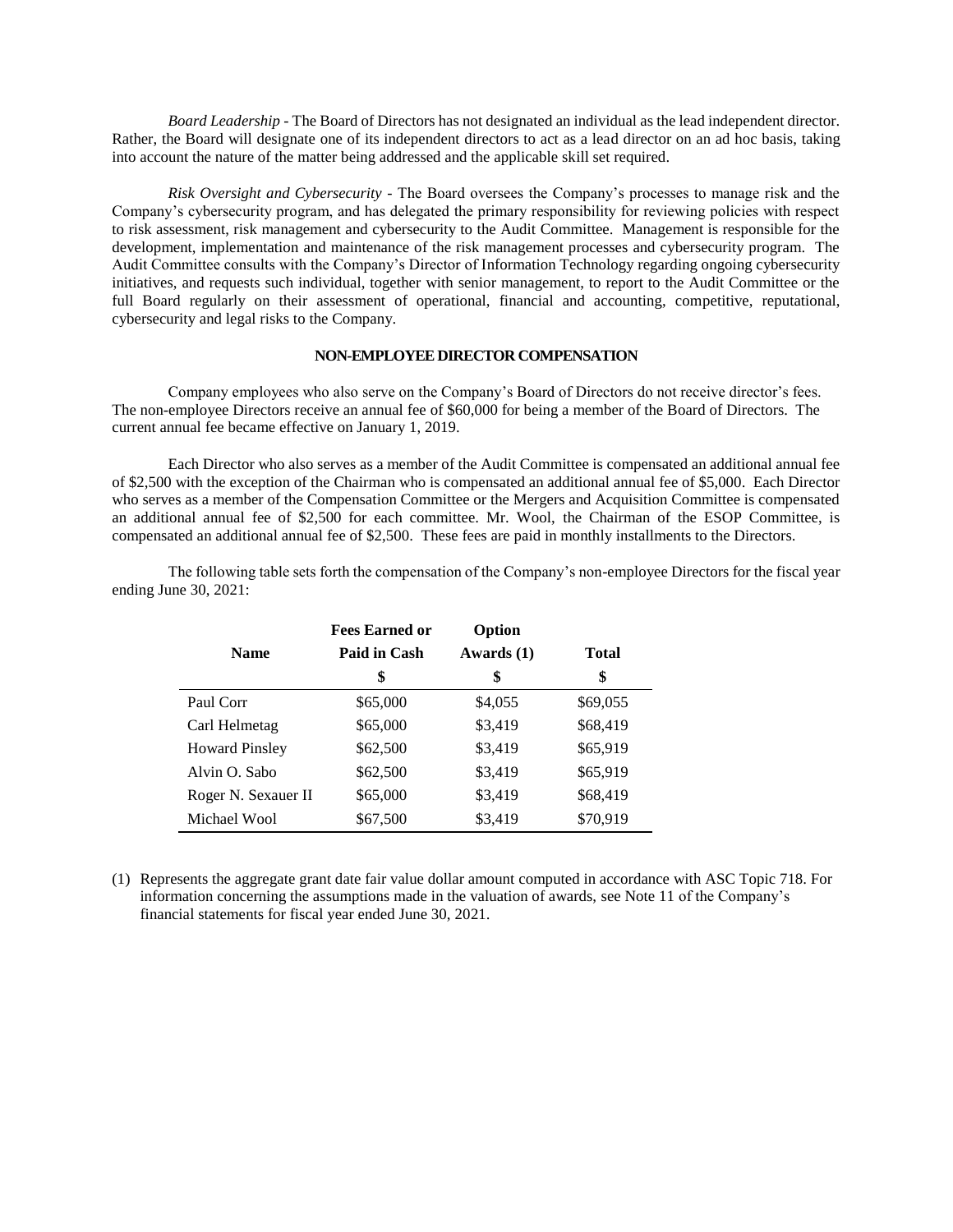*Board Leadership* - The Board of Directors has not designated an individual as the lead independent director. Rather, the Board will designate one of its independent directors to act as a lead director on an ad hoc basis, taking into account the nature of the matter being addressed and the applicable skill set required.

*Risk Oversight and Cybersecurity* - The Board oversees the Company's processes to manage risk and the Company's cybersecurity program, and has delegated the primary responsibility for reviewing policies with respect to risk assessment, risk management and cybersecurity to the Audit Committee. Management is responsible for the development, implementation and maintenance of the risk management processes and cybersecurity program. The Audit Committee consults with the Company's Director of Information Technology regarding ongoing cybersecurity initiatives, and requests such individual, together with senior management, to report to the Audit Committee or the full Board regularly on their assessment of operational, financial and accounting, competitive, reputational, cybersecurity and legal risks to the Company.

## NON-EMPLOYEE DIRECTOR COMPENSATION

Company employees who also serve on the Company's Board of Directors do not receive director's fees. The non-employee Directors receive an annual fee of $60,000 for being a member of the Board of Directors. The current annual fee became effective on January 1, 2019.

Each Director who also serves as a member of the Audit Committee is compensated an additional annual fee of $2,500 with the exception of the Chairman who is compensated an additional annual fee of $5,000. Each Director who serves as a member of the Compensation Committee or the Mergers and Acquisition Committee is compensated an additional annual fee of $2,500 for each committee. Mr. Wool, the Chairman of the ESOP Committee, is compensated an additional annual fee of $2,500. These fees are paid in monthly installments to the Directors.

The following table sets forth the compensation of the Company's non-employee Directors for the fiscal year ending June 30, 2021:

| Name | Fees Earned or Paid in Cash<br>$ | Option Awards (1)<br>$ | Total<br>$ |
|---|---|---|---|
| Paul Corr | $65,000 | $4,055 | $69,055 |
| Carl Helmetag | $65,000 | $3,419 | $68,419 |
| Howard Pinsley | $62,500 | $3,419 | $65,919 |
| Alvin O. Sabo | $62,500 | $3,419 | $65,919 |
| Roger N. Sexauer II | $65,000 | $3,419 | $68,419 |
| Michael Wool | $67,500 | $3,419 | $70,919 |

(1) Represents the aggregate grant date fair value dollar amount computed in accordance with ASC Topic 718. For information concerning the assumptions made in the valuation of awards, see Note 11 of the Company's financial statements for fiscal year ended June 30, 2021.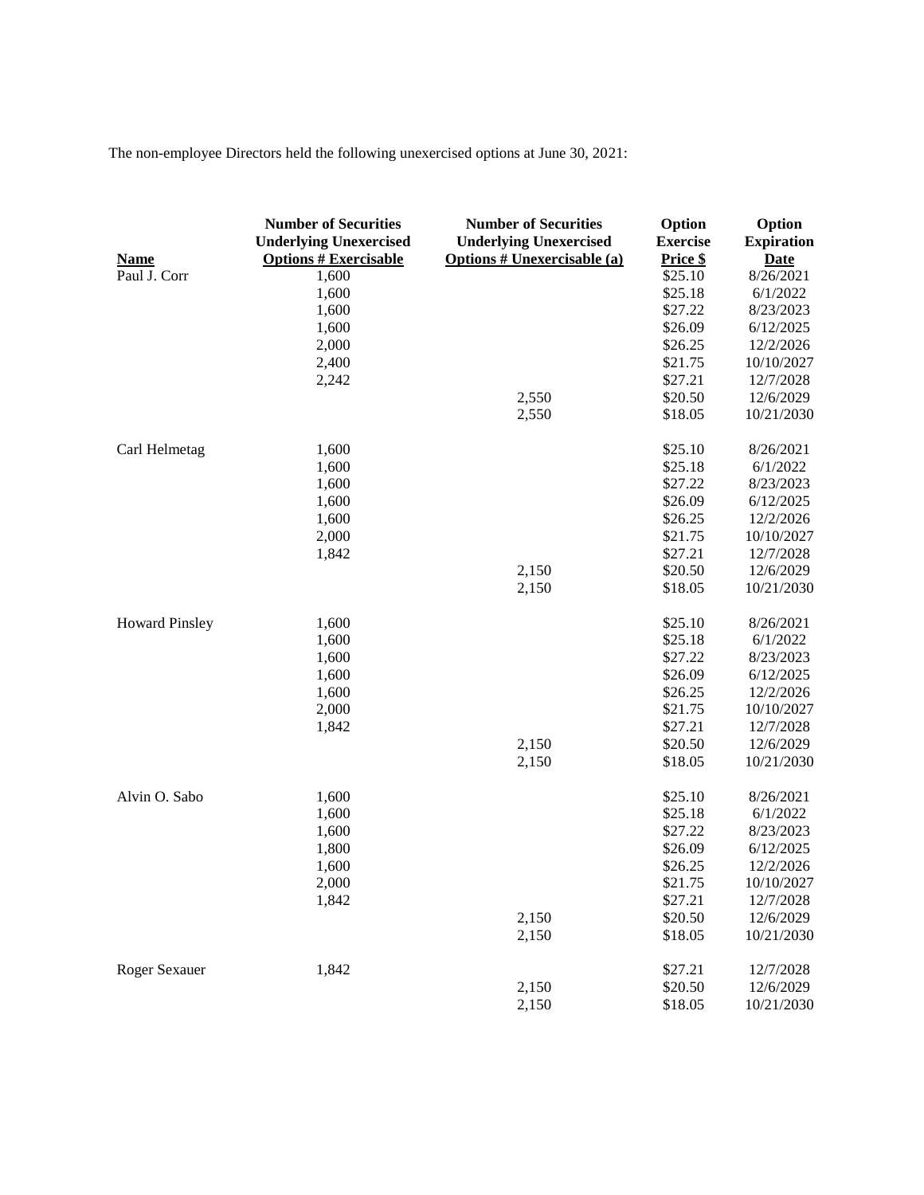The non-employee Directors held the following unexercised options at June 30, 2021:

| Name | Number of Securities Underlying Unexercised Options # Exercisable | Number of Securities Underlying Unexercised Options # Unexercisable (a) | Option Exercise Price $ | Option Expiration Date |
|---|---|---|---|---|
| Paul J. Corr | 1,600 | | $25.10 | 8/26/2021 |
| | 1,600 | | $25.18 | 6/1/2022 |
| | 1,600 | | $27.22 | 8/23/2023 |
| | 1,600 | | $26.09 | 6/12/2025 |
| | 2,000 | | $26.25 | 12/2/2026 |
| | 2,400 | | $21.75 | 10/10/2027 |
| | 2,242 | | $27.21 | 12/7/2028 |
| | | 2,550 | $20.50 | 12/6/2029 |
| | | 2,550 | $18.05 | 10/21/2030 |
| Carl Helmetag | 1,600 | | $25.10 | 8/26/2021 |
| | 1,600 | | $25.18 | 6/1/2022 |
| | 1,600 | | $27.22 | 8/23/2023 |
| | 1,600 | | $26.09 | 6/12/2025 |
| | 1,600 | | $26.25 | 12/2/2026 |
| | 2,000 | | $21.75 | 10/10/2027 |
| | 1,842 | | $27.21 | 12/7/2028 |
| | | 2,150 | $20.50 | 12/6/2029 |
| | | 2,150 | $18.05 | 10/21/2030 |
| Howard Pinsley | 1,600 | | $25.10 | 8/26/2021 |
| | 1,600 | | $25.18 | 6/1/2022 |
| | 1,600 | | $27.22 | 8/23/2023 |
| | 1,600 | | $26.09 | 6/12/2025 |
| | 1,600 | | $26.25 | 12/2/2026 |
| | 2,000 | | $21.75 | 10/10/2027 |
| | 1,842 | | $27.21 | 12/7/2028 |
| | | 2,150 | $20.50 | 12/6/2029 |
| | | 2,150 | $18.05 | 10/21/2030 |
| Alvin O. Sabo | 1,600 | | $25.10 | 8/26/2021 |
| | 1,600 | | $25.18 | 6/1/2022 |
| | 1,600 | | $27.22 | 8/23/2023 |
| | 1,800 | | $26.09 | 6/12/2025 |
| | 1,600 | | $26.25 | 12/2/2026 |
| | 2,000 | | $21.75 | 10/10/2027 |
| | 1,842 | | $27.21 | 12/7/2028 |
| | | 2,150 | $20.50 | 12/6/2029 |
| | | 2,150 | $18.05 | 10/21/2030 |
| Roger Sexauer | 1,842 | | $27.21 | 12/7/2028 |
| | | 2,150 | $20.50 | 12/6/2029 |
| | | 2,150 | $18.05 | 10/21/2030 |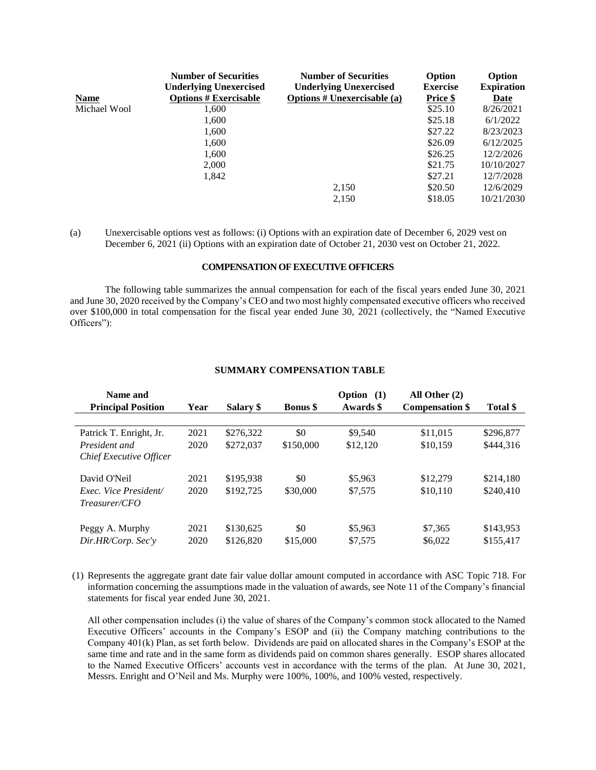| Name | Number of Securities Underlying Unexercised Options # Exercisable | Number of Securities Underlying Unexercised Options # Unexercisable (a) | Option Exercise Price $ | Option Expiration Date |
|---|---|---|---|---|
| Michael Wool | 1,600 | | $25.10 | 8/26/2021 |
| | 1,600 | | $25.18 | 6/1/2022 |
| | 1,600 | | $27.22 | 8/23/2023 |
| | 1,600 | | $26.09 | 6/12/2025 |
| | 1,600 | | $26.25 | 12/2/2026 |
| | 2,000 | | $21.75 | 10/10/2027 |
| | 1,842 | | $27.21 | 12/7/2028 |
| | | 2,150 | $20.50 | 12/6/2029 |
| | | 2,150 | $18.05 | 10/21/2030 |

(a) Unexercisable options vest as follows: (i) Options with an expiration date of December 6, 2029 vest on December 6, 2021 (ii) Options with an expiration date of October 21, 2030 vest on October 21, 2022.

## COMPENSATION OF EXECUTIVE OFFICERS

The following table summarizes the annual compensation for each of the fiscal years ended June 30, 2021 and June 30, 2020 received by the Company's CEO and two most highly compensated executive officers who received over $100,000 in total compensation for the fiscal year ended June 30, 2021 (collectively, the "Named Executive Officers"):

### SUMMARY COMPENSATION TABLE

| Name and Principal Position | Year | Salary $ | Bonus $ | Option (1) Awards $ | All Other (2) Compensation $ | Total $ |
|---|---|---|---|---|---|---|
| Patrick T. Enright, Jr. | 2021 | $276,322 | $0 | $9,540 | $11,015 | $296,877 |
| *President and Chief Executive Officer* | 2020 | $272,037 | $150,000 | $12,120 | $10,159 | $444,316 |
| David O'Neil | 2021 | $195,938 | $0 | $5,963 | $12,279 | $214,180 |
| *Exec. Vice President/ Treasurer/CFO* | 2020 | $192,725 | $30,000 | $7,575 | $10,110 | $240,410 |
| Peggy A. Murphy | 2021 | $130,625 | $0 | $5,963 | $7,365 | $143,953 |
| *Dir.HR/Corp. Sec'y* | 2020 | $126,820 | $15,000 | $7,575 | $6,022 | $155,417 |

(1) Represents the aggregate grant date fair value dollar amount computed in accordance with ASC Topic 718. For information concerning the assumptions made in the valuation of awards, see Note 11 of the Company's financial statements for fiscal year ended June 30, 2021.

All other compensation includes (i) the value of shares of the Company's common stock allocated to the Named Executive Officers' accounts in the Company's ESOP and (ii) the Company matching contributions to the Company 401(k) Plan, as set forth below. Dividends are paid on allocated shares in the Company's ESOP at the same time and rate and in the same form as dividends paid on common shares generally. ESOP shares allocated to the Named Executive Officers' accounts vest in accordance with the terms of the plan. At June 30, 2021, Messrs. Enright and O'Neil and Ms. Murphy were 100%, 100%, and 100% vested, respectively.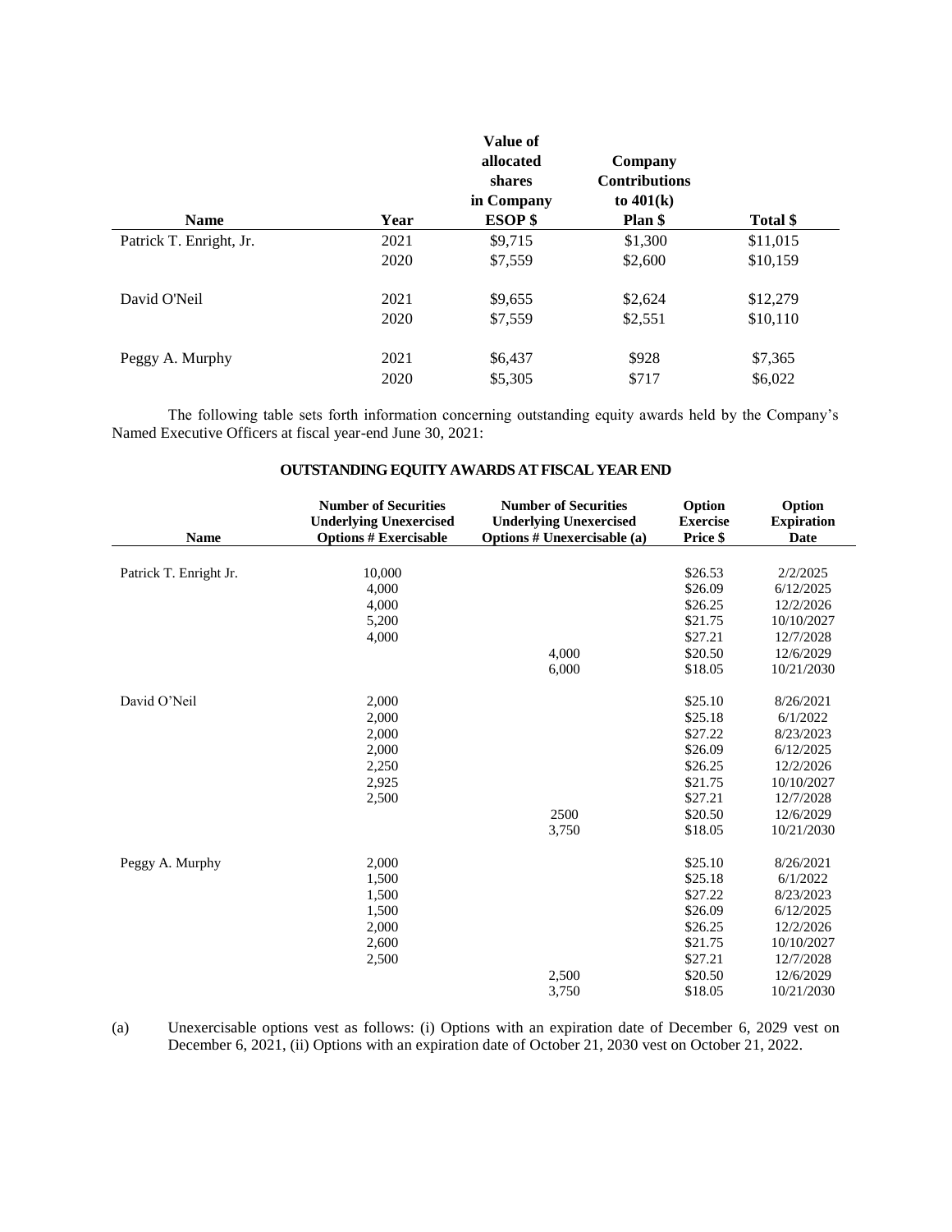| Name | Year | Value of allocated shares in Company ESOP $ | Company Contributions to 401(k) Plan $ | Total $ |
|---|---|---|---|---|
| Patrick T. Enright, Jr. | 2021 | $9,715 | $1,300 | $11,015 |
| | 2020 | $7,559 | $2,600 | $10,159 |
| David O'Neil | 2021 | $9,655 | $2,624 | $12,279 |
| | 2020 | $7,559 | $2,551 | $10,110 |
| Peggy A. Murphy | 2021 | $6,437 | $928 | $7,365 |
| | 2020 | $5,305 | $717 | $6,022 |

The following table sets forth information concerning outstanding equity awards held by the Company's Named Executive Officers at fiscal year-end June 30, 2021:

## OUTSTANDING EQUITY AWARDS AT FISCAL YEAR END

| Name | Number of Securities Underlying Unexercised Options # Exercisable | Number of Securities Underlying Unexercised Options # Unexercisable (a) | Option Exercise Price $ | Option Expiration Date |
|---|---|---|---|---|
| Patrick T. Enright Jr. | 10,000 | | $26.53 | 2/2/2025 |
| | 4,000 | | $26.09 | 6/12/2025 |
| | 4,000 | | $26.25 | 12/2/2026 |
| | 5,200 | | $21.75 | 10/10/2027 |
| | 4,000 | | $27.21 | 12/7/2028 |
| | | 4,000 | $20.50 | 12/6/2029 |
| | | 6,000 | $18.05 | 10/21/2030 |
| David O'Neil | 2,000 | | $25.10 | 8/26/2021 |
| | 2,000 | | $25.18 | 6/1/2022 |
| | 2,000 | | $27.22 | 8/23/2023 |
| | 2,000 | | $26.09 | 6/12/2025 |
| | 2,250 | | $26.25 | 12/2/2026 |
| | 2,925 | | $21.75 | 10/10/2027 |
| | 2,500 | | $27.21 | 12/7/2028 |
| | | 2500 | $20.50 | 12/6/2029 |
| | | 3,750 | $18.05 | 10/21/2030 |
| Peggy A. Murphy | 2,000 | | $25.10 | 8/26/2021 |
| | 1,500 | | $25.18 | 6/1/2022 |
| | 1,500 | | $27.22 | 8/23/2023 |
| | 1,500 | | $26.09 | 6/12/2025 |
| | 2,000 | | $26.25 | 12/2/2026 |
| | 2,600 | | $21.75 | 10/10/2027 |
| | 2,500 | | $27.21 | 12/7/2028 |
| | | 2,500 | $20.50 | 12/6/2029 |
| | | 3,750 | $18.05 | 10/21/2030 |

(a) Unexercisable options vest as follows: (i) Options with an expiration date of December 6, 2029 vest on December 6, 2021, (ii) Options with an expiration date of October 21, 2030 vest on October 21, 2022.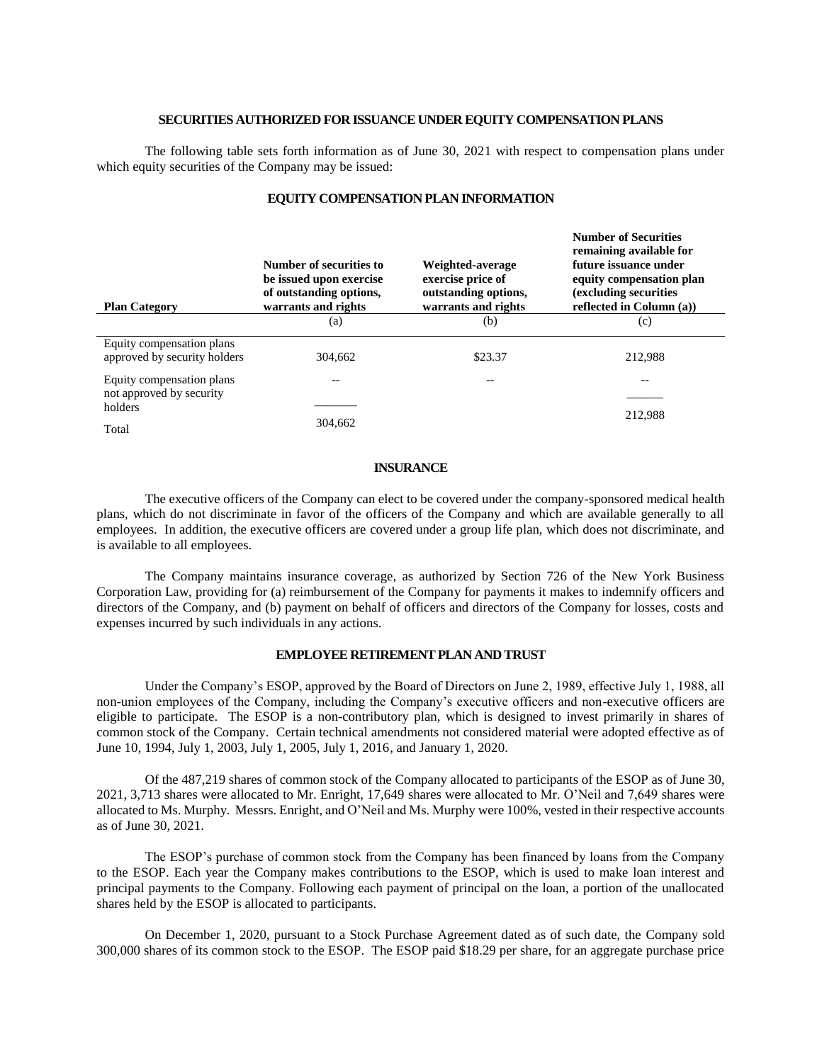## SECURITIES AUTHORIZED FOR ISSUANCE UNDER EQUITY COMPENSATION PLANS

The following table sets forth information as of June 30, 2021 with respect to compensation plans under which equity securities of the Company may be issued:

### EQUITY COMPENSATION PLAN INFORMATION

| Plan Category | Number of securities to be issued upon exercise of outstanding options, warrants and rights | Weighted-average exercise price of outstanding options, warrants and rights | Number of Securities remaining available for future issuance under equity compensation plan (excluding securities reflected in Column (a)) |
|---|---|---|---|
| | (a) | (b) | (c) |
| Equity compensation plans approved by security holders | 304,662 | $23.37 | 212,988 |
| Equity compensation plans not approved by security holders | -- | -- | -- |
| Total | 304,662 | | 212,988 |

## INSURANCE

The executive officers of the Company can elect to be covered under the company-sponsored medical health plans, which do not discriminate in favor of the officers of the Company and which are available generally to all employees. In addition, the executive officers are covered under a group life plan, which does not discriminate, and is available to all employees.

The Company maintains insurance coverage, as authorized by Section 726 of the New York Business Corporation Law, providing for (a) reimbursement of the Company for payments it makes to indemnify officers and directors of the Company, and (b) payment on behalf of officers and directors of the Company for losses, costs and expenses incurred by such individuals in any actions.

## EMPLOYEE RETIREMENT PLAN AND TRUST

Under the Company's ESOP, approved by the Board of Directors on June 2, 1989, effective July 1, 1988, all non-union employees of the Company, including the Company's executive officers and non-executive officers are eligible to participate. The ESOP is a non-contributory plan, which is designed to invest primarily in shares of common stock of the Company. Certain technical amendments not considered material were adopted effective as of June 10, 1994, July 1, 2003, July 1, 2005, July 1, 2016, and January 1, 2020.

Of the 487,219 shares of common stock of the Company allocated to participants of the ESOP as of June 30, 2021, 3,713 shares were allocated to Mr. Enright, 17,649 shares were allocated to Mr. O'Neil and 7,649 shares were allocated to Ms. Murphy. Messrs. Enright, and O'Neil and Ms. Murphy were 100%, vested in their respective accounts as of June 30, 2021.

The ESOP's purchase of common stock from the Company has been financed by loans from the Company to the ESOP. Each year the Company makes contributions to the ESOP, which is used to make loan interest and principal payments to the Company. Following each payment of principal on the loan, a portion of the unallocated shares held by the ESOP is allocated to participants.

On December 1, 2020, pursuant to a Stock Purchase Agreement dated as of such date, the Company sold 300,000 shares of its common stock to the ESOP. The ESOP paid $18.29 per share, for an aggregate purchase price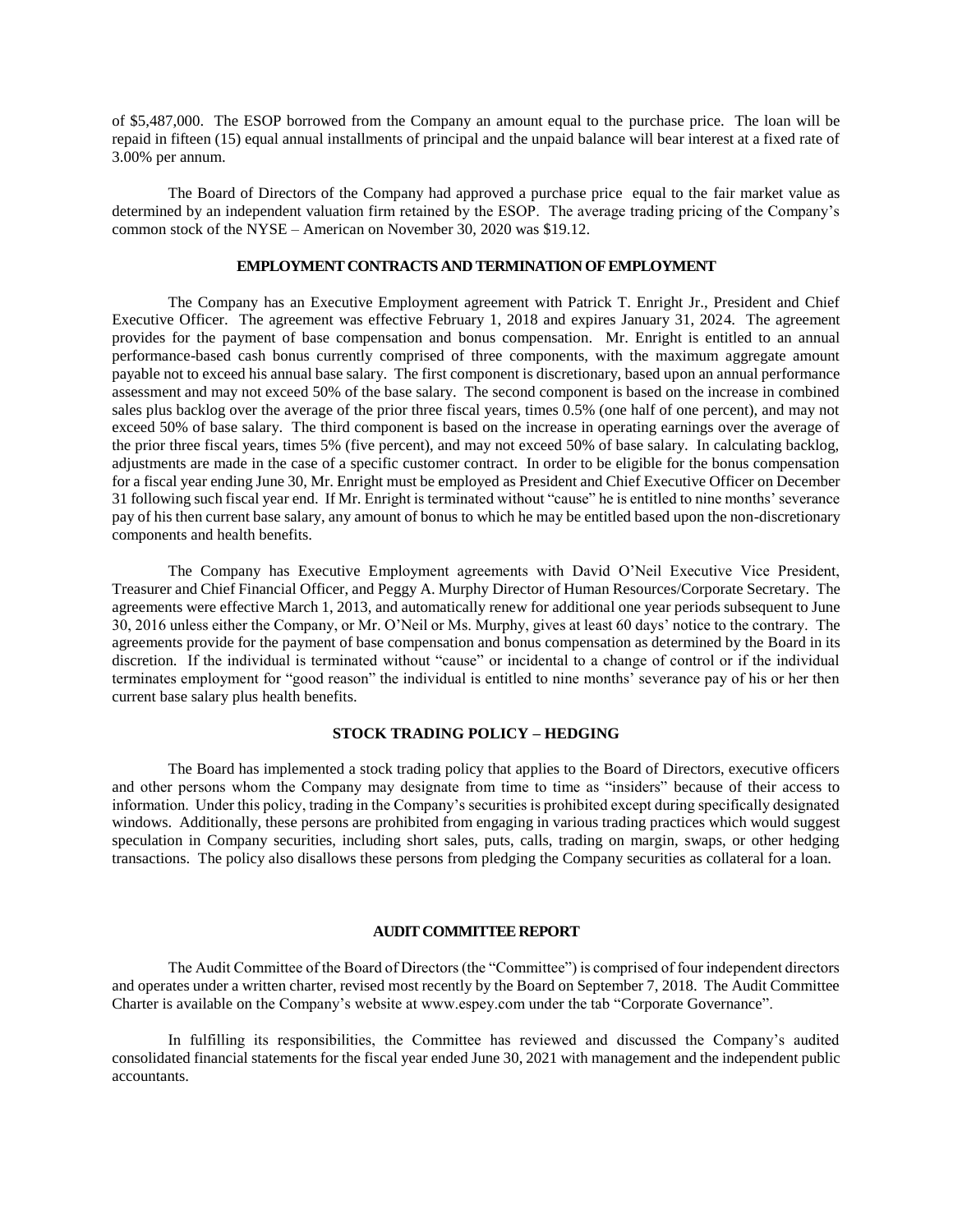of $5,487,000. The ESOP borrowed from the Company an amount equal to the purchase price. The loan will be repaid in fifteen (15) equal annual installments of principal and the unpaid balance will bear interest at a fixed rate of 3.00% per annum.

The Board of Directors of the Company had approved a purchase price equal to the fair market value as determined by an independent valuation firm retained by the ESOP. The average trading pricing of the Company's common stock of the NYSE – American on November 30, 2020 was $19.12.

## EMPLOYMENT CONTRACTS AND TERMINATION OF EMPLOYMENT

The Company has an Executive Employment agreement with Patrick T. Enright Jr., President and Chief Executive Officer. The agreement was effective February 1, 2018 and expires January 31, 2024. The agreement provides for the payment of base compensation and bonus compensation. Mr. Enright is entitled to an annual performance-based cash bonus currently comprised of three components, with the maximum aggregate amount payable not to exceed his annual base salary. The first component is discretionary, based upon an annual performance assessment and may not exceed 50% of the base salary. The second component is based on the increase in combined sales plus backlog over the average of the prior three fiscal years, times 0.5% (one half of one percent), and may not exceed 50% of base salary. The third component is based on the increase in operating earnings over the average of the prior three fiscal years, times 5% (five percent), and may not exceed 50% of base salary. In calculating backlog, adjustments are made in the case of a specific customer contract. In order to be eligible for the bonus compensation for a fiscal year ending June 30, Mr. Enright must be employed as President and Chief Executive Officer on December 31 following such fiscal year end. If Mr. Enright is terminated without "cause" he is entitled to nine months' severance pay of his then current base salary, any amount of bonus to which he may be entitled based upon the non-discretionary components and health benefits.

The Company has Executive Employment agreements with David O'Neil Executive Vice President, Treasurer and Chief Financial Officer, and Peggy A. Murphy Director of Human Resources/Corporate Secretary. The agreements were effective March 1, 2013, and automatically renew for additional one year periods subsequent to June 30, 2016 unless either the Company, or Mr. O'Neil or Ms. Murphy, gives at least 60 days' notice to the contrary. The agreements provide for the payment of base compensation and bonus compensation as determined by the Board in its discretion. If the individual is terminated without "cause" or incidental to a change of control or if the individual terminates employment for "good reason" the individual is entitled to nine months' severance pay of his or her then current base salary plus health benefits.

## STOCK TRADING POLICY – HEDGING

The Board has implemented a stock trading policy that applies to the Board of Directors, executive officers and other persons whom the Company may designate from time to time as "insiders" because of their access to information. Under this policy, trading in the Company's securities is prohibited except during specifically designated windows. Additionally, these persons are prohibited from engaging in various trading practices which would suggest speculation in Company securities, including short sales, puts, calls, trading on margin, swaps, or other hedging transactions. The policy also disallows these persons from pledging the Company securities as collateral for a loan.

## AUDIT COMMITTEE REPORT

The Audit Committee of the Board of Directors (the "Committee") is comprised of four independent directors and operates under a written charter, revised most recently by the Board on September 7, 2018. The Audit Committee Charter is available on the Company's website at www.espey.com under the tab "Corporate Governance".

In fulfilling its responsibilities, the Committee has reviewed and discussed the Company's audited consolidated financial statements for the fiscal year ended June 30, 2021 with management and the independent public accountants.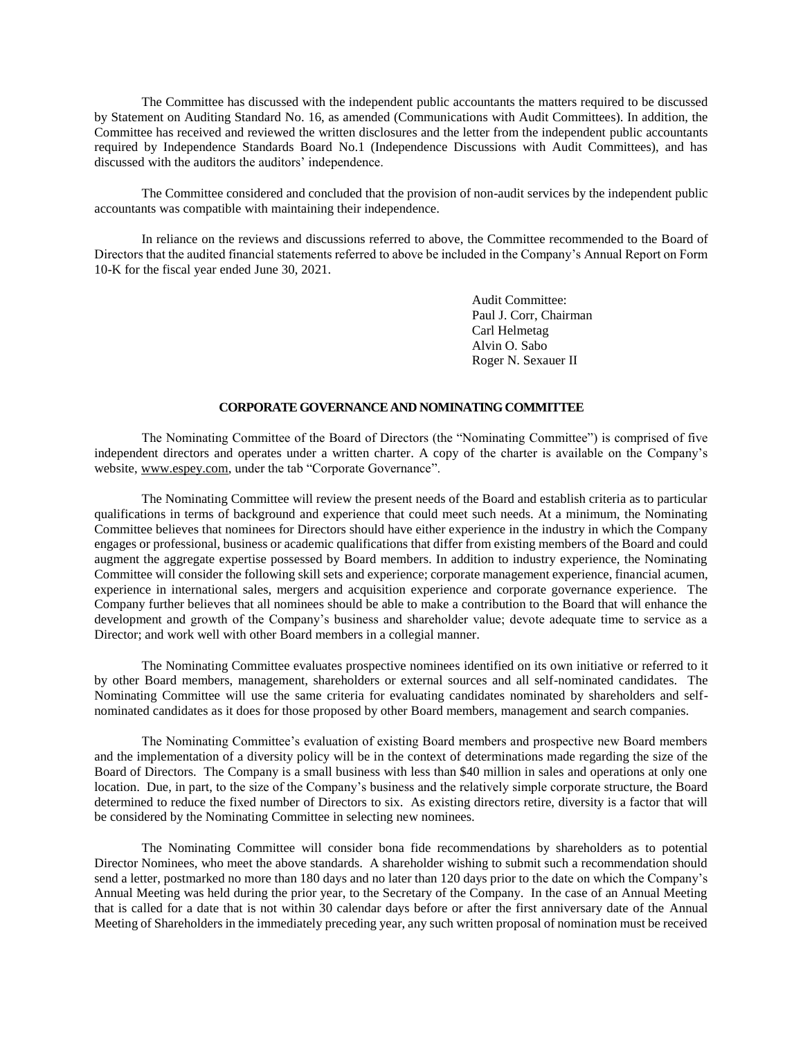The Committee has discussed with the independent public accountants the matters required to be discussed by Statement on Auditing Standard No. 16, as amended (Communications with Audit Committees). In addition, the Committee has received and reviewed the written disclosures and the letter from the independent public accountants required by Independence Standards Board No.1 (Independence Discussions with Audit Committees), and has discussed with the auditors the auditors' independence.

The Committee considered and concluded that the provision of non-audit services by the independent public accountants was compatible with maintaining their independence.

In reliance on the reviews and discussions referred to above, the Committee recommended to the Board of Directors that the audited financial statements referred to above be included in the Company's Annual Report on Form 10-K for the fiscal year ended June 30, 2021.

Audit Committee:
Paul J. Corr, Chairman
Carl Helmetag
Alvin O. Sabo
Roger N. Sexauer II

**CORPORATE GOVERNANCE AND NOMINATING COMMITTEE**

The Nominating Committee of the Board of Directors (the "Nominating Committee") is comprised of five independent directors and operates under a written charter. A copy of the charter is available on the Company's website, www.espey.com, under the tab "Corporate Governance".

The Nominating Committee will review the present needs of the Board and establish criteria as to particular qualifications in terms of background and experience that could meet such needs. At a minimum, the Nominating Committee believes that nominees for Directors should have either experience in the industry in which the Company engages or professional, business or academic qualifications that differ from existing members of the Board and could augment the aggregate expertise possessed by Board members. In addition to industry experience, the Nominating Committee will consider the following skill sets and experience; corporate management experience, financial acumen, experience in international sales, mergers and acquisition experience and corporate governance experience. The Company further believes that all nominees should be able to make a contribution to the Board that will enhance the development and growth of the Company's business and shareholder value; devote adequate time to service as a Director; and work well with other Board members in a collegial manner.

The Nominating Committee evaluates prospective nominees identified on its own initiative or referred to it by other Board members, management, shareholders or external sources and all self-nominated candidates. The Nominating Committee will use the same criteria for evaluating candidates nominated by shareholders and self-nominated candidates as it does for those proposed by other Board members, management and search companies.

The Nominating Committee's evaluation of existing Board members and prospective new Board members and the implementation of a diversity policy will be in the context of determinations made regarding the size of the Board of Directors. The Company is a small business with less than $40 million in sales and operations at only one location. Due, in part, to the size of the Company's business and the relatively simple corporate structure, the Board determined to reduce the fixed number of Directors to six. As existing directors retire, diversity is a factor that will be considered by the Nominating Committee in selecting new nominees.

The Nominating Committee will consider bona fide recommendations by shareholders as to potential Director Nominees, who meet the above standards. A shareholder wishing to submit such a recommendation should send a letter, postmarked no more than 180 days and no later than 120 days prior to the date on which the Company's Annual Meeting was held during the prior year, to the Secretary of the Company. In the case of an Annual Meeting that is called for a date that is not within 30 calendar days before or after the first anniversary date of the Annual Meeting of Shareholders in the immediately preceding year, any such written proposal of nomination must be received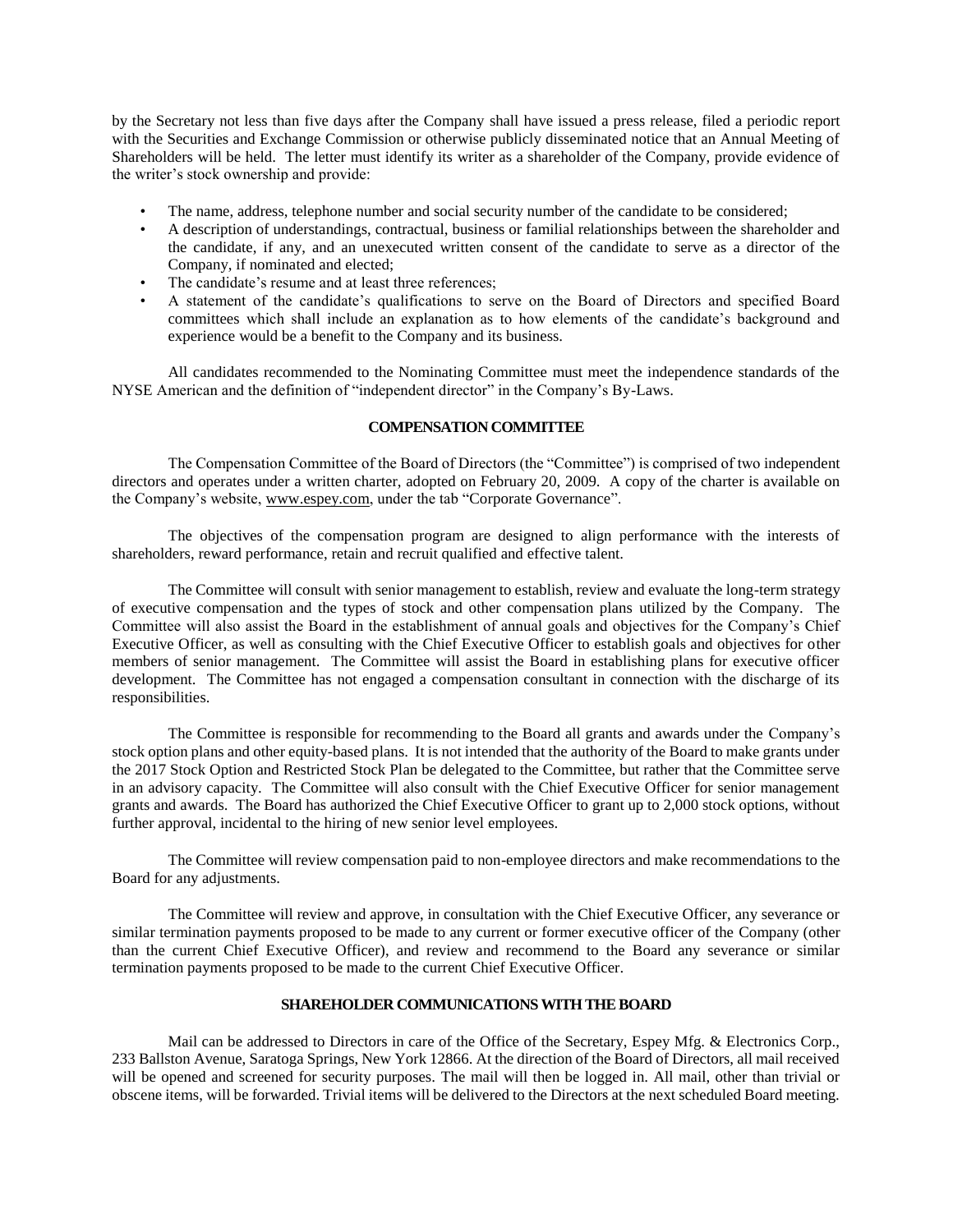by the Secretary not less than five days after the Company shall have issued a press release, filed a periodic report with the Securities and Exchange Commission or otherwise publicly disseminated notice that an Annual Meeting of Shareholders will be held. The letter must identify its writer as a shareholder of the Company, provide evidence of the writer's stock ownership and provide:

- The name, address, telephone number and social security number of the candidate to be considered;
- A description of understandings, contractual, business or familial relationships between the shareholder and the candidate, if any, and an unexecuted written consent of the candidate to serve as a director of the Company, if nominated and elected;
- The candidate's resume and at least three references;
- A statement of the candidate's qualifications to serve on the Board of Directors and specified Board committees which shall include an explanation as to how elements of the candidate's background and experience would be a benefit to the Company and its business.

All candidates recommended to the Nominating Committee must meet the independence standards of the NYSE American and the definition of "independent director" in the Company's By-Laws.

## COMPENSATION COMMITTEE

The Compensation Committee of the Board of Directors (the "Committee") is comprised of two independent directors and operates under a written charter, adopted on February 20, 2009. A copy of the charter is available on the Company's website, www.espey.com, under the tab "Corporate Governance".

The objectives of the compensation program are designed to align performance with the interests of shareholders, reward performance, retain and recruit qualified and effective talent.

The Committee will consult with senior management to establish, review and evaluate the long-term strategy of executive compensation and the types of stock and other compensation plans utilized by the Company. The Committee will also assist the Board in the establishment of annual goals and objectives for the Company's Chief Executive Officer, as well as consulting with the Chief Executive Officer to establish goals and objectives for other members of senior management. The Committee will assist the Board in establishing plans for executive officer development. The Committee has not engaged a compensation consultant in connection with the discharge of its responsibilities.

The Committee is responsible for recommending to the Board all grants and awards under the Company's stock option plans and other equity-based plans. It is not intended that the authority of the Board to make grants under the 2017 Stock Option and Restricted Stock Plan be delegated to the Committee, but rather that the Committee serve in an advisory capacity. The Committee will also consult with the Chief Executive Officer for senior management grants and awards. The Board has authorized the Chief Executive Officer to grant up to 2,000 stock options, without further approval, incidental to the hiring of new senior level employees.

The Committee will review compensation paid to non-employee directors and make recommendations to the Board for any adjustments.

The Committee will review and approve, in consultation with the Chief Executive Officer, any severance or similar termination payments proposed to be made to any current or former executive officer of the Company (other than the current Chief Executive Officer), and review and recommend to the Board any severance or similar termination payments proposed to be made to the current Chief Executive Officer.

## SHAREHOLDER COMMUNICATIONS WITH THE BOARD

Mail can be addressed to Directors in care of the Office of the Secretary, Espey Mfg. & Electronics Corp., 233 Ballston Avenue, Saratoga Springs, New York 12866. At the direction of the Board of Directors, all mail received will be opened and screened for security purposes. The mail will then be logged in. All mail, other than trivial or obscene items, will be forwarded. Trivial items will be delivered to the Directors at the next scheduled Board meeting.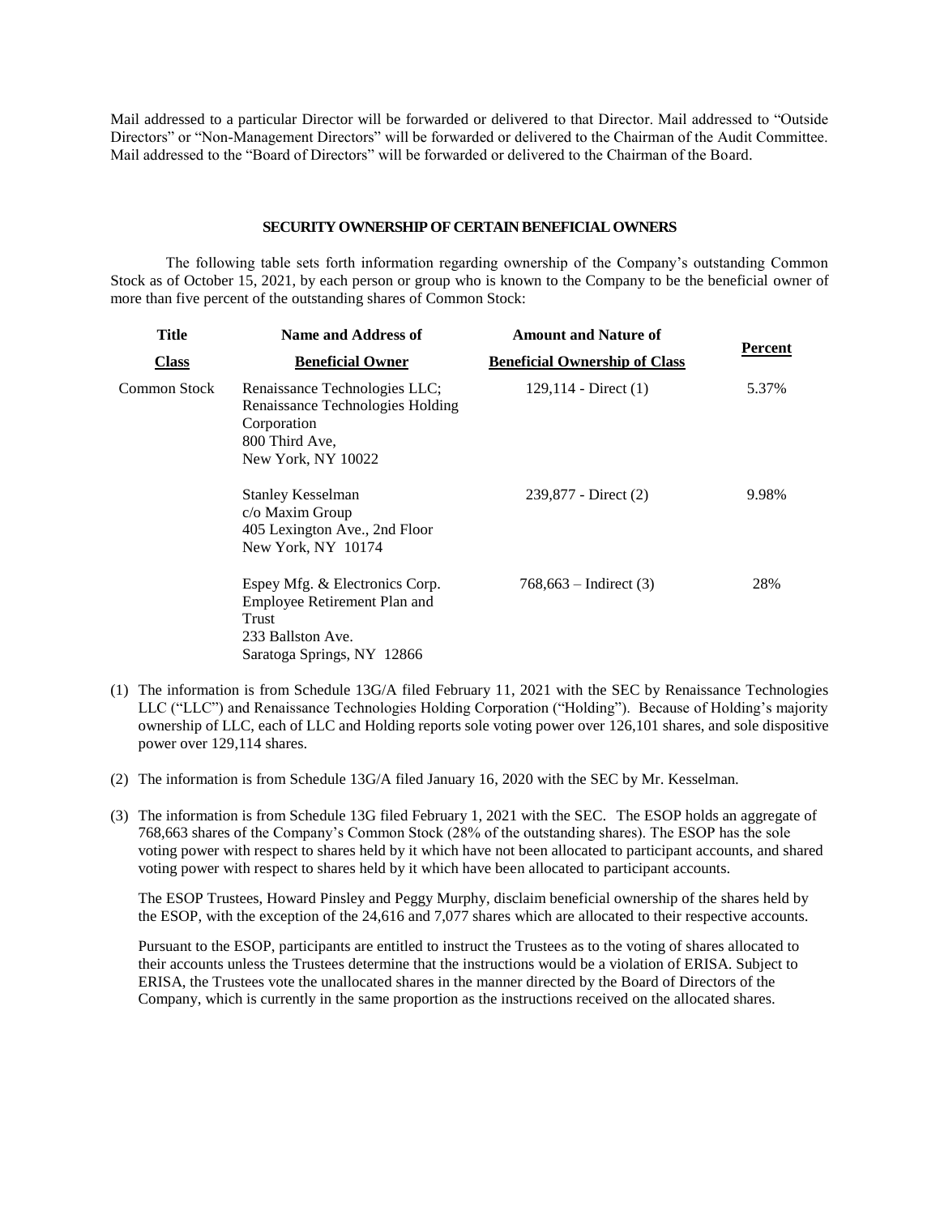Mail addressed to a particular Director will be forwarded or delivered to that Director. Mail addressed to "Outside Directors" or "Non-Management Directors" will be forwarded or delivered to the Chairman of the Audit Committee. Mail addressed to the "Board of Directors" will be forwarded or delivered to the Chairman of the Board.

## SECURITY OWNERSHIP OF CERTAIN BENEFICIAL OWNERS

The following table sets forth information regarding ownership of the Company's outstanding Common Stock as of October 15, 2021, by each person or group who is known to the Company to be the beneficial owner of more than five percent of the outstanding shares of Common Stock:

| Title Class | Name and Address of Beneficial Owner | Amount and Nature of Beneficial Ownership of Class | Percent |
|---|---|---|---|
| Common Stock | Renaissance Technologies LLC; Renaissance Technologies Holding Corporation 800 Third Ave, New York, NY 10022 | 129,114 - Direct (1) | 5.37% |
| | Stanley Kesselman c/o Maxim Group 405 Lexington Ave., 2nd Floor New York, NY 10174 | 239,877 - Direct (2) | 9.98% |
| | Espey Mfg. & Electronics Corp. Employee Retirement Plan and Trust 233 Ballston Ave. Saratoga Springs, NY 12866 | 768,663 – Indirect (3) | 28% |

(1) The information is from Schedule 13G/A filed February 11, 2021 with the SEC by Renaissance Technologies LLC ("LLC") and Renaissance Technologies Holding Corporation ("Holding"). Because of Holding's majority ownership of LLC, each of LLC and Holding reports sole voting power over 126,101 shares, and sole dispositive power over 129,114 shares.

(2) The information is from Schedule 13G/A filed January 16, 2020 with the SEC by Mr. Kesselman.

(3) The information is from Schedule 13G filed February 1, 2021 with the SEC. The ESOP holds an aggregate of 768,663 shares of the Company's Common Stock (28% of the outstanding shares). The ESOP has the sole voting power with respect to shares held by it which have not been allocated to participant accounts, and shared voting power with respect to shares held by it which have been allocated to participant accounts.

The ESOP Trustees, Howard Pinsley and Peggy Murphy, disclaim beneficial ownership of the shares held by the ESOP, with the exception of the 24,616 and 7,077 shares which are allocated to their respective accounts.

Pursuant to the ESOP, participants are entitled to instruct the Trustees as to the voting of shares allocated to their accounts unless the Trustees determine that the instructions would be a violation of ERISA. Subject to ERISA, the Trustees vote the unallocated shares in the manner directed by the Board of Directors of the Company, which is currently in the same proportion as the instructions received on the allocated shares.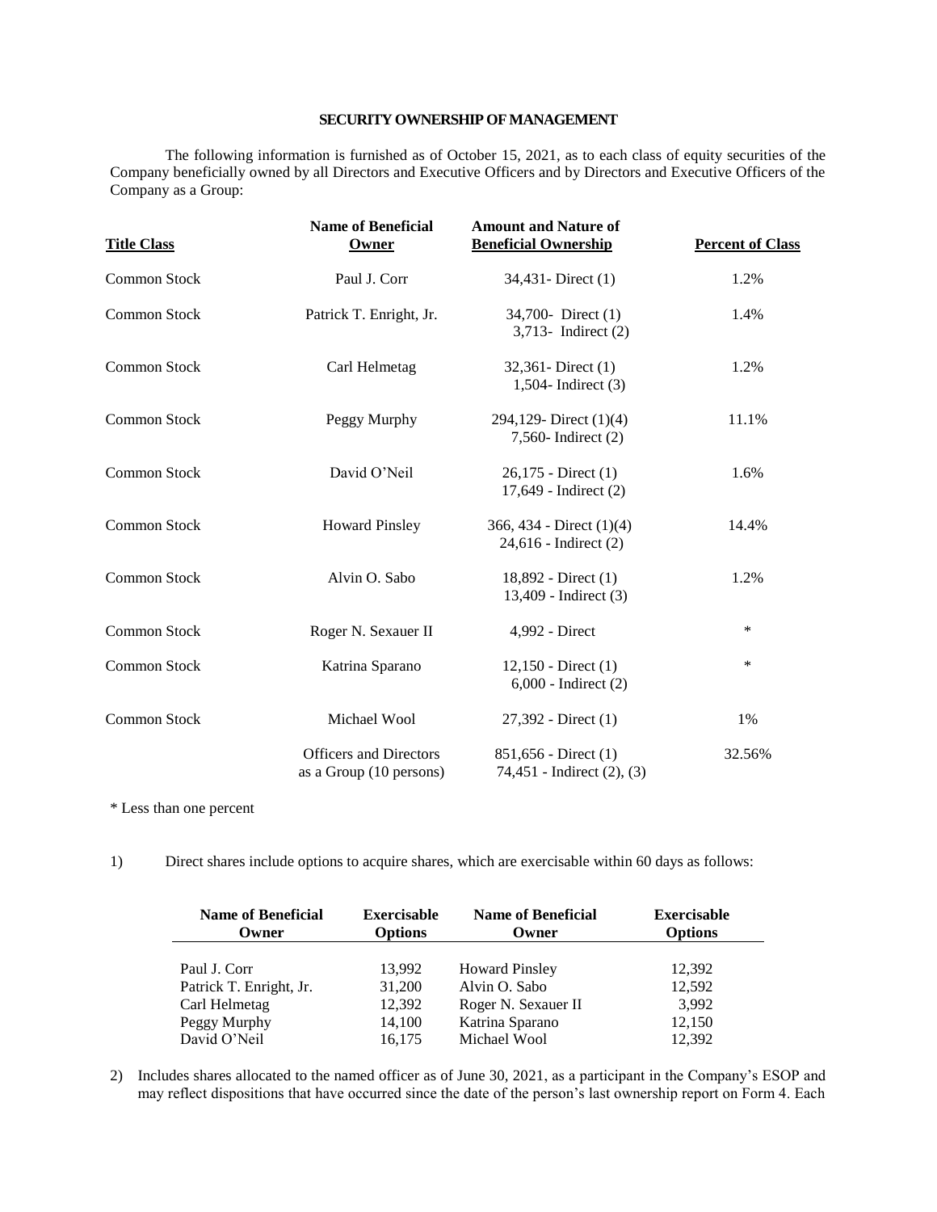## SECURITY OWNERSHIP OF MANAGEMENT

The following information is furnished as of October 15, 2021, as to each class of equity securities of the Company beneficially owned by all Directors and Executive Officers and by Directors and Executive Officers of the Company as a Group:

| Title Class | Name of Beneficial Owner | Amount and Nature of Beneficial Ownership | Percent of Class |
|---|---|---|---|
| Common Stock | Paul J. Corr | 34,431- Direct (1) | 1.2% |
| Common Stock | Patrick T. Enright, Jr. | 34,700- Direct (1)<br>3,713- Indirect (2) | 1.4% |
| Common Stock | Carl Helmetag | 32,361- Direct (1)<br>1,504- Indirect (3) | 1.2% |
| Common Stock | Peggy Murphy | 294,129- Direct (1)(4)<br>7,560- Indirect (2) | 11.1% |
| Common Stock | David O'Neil | 26,175 - Direct (1)<br>17,649 - Indirect (2) | 1.6% |
| Common Stock | Howard Pinsley | 366, 434 - Direct (1)(4)<br>24,616 - Indirect (2) | 14.4% |
| Common Stock | Alvin O. Sabo | 18,892 - Direct (1)<br>13,409 - Indirect (3) | 1.2% |
| Common Stock | Roger N. Sexauer II | 4,992 - Direct | * |
| Common Stock | Katrina Sparano | 12,150 - Direct (1)<br>6,000 - Indirect (2) | * |
| Common Stock | Michael Wool | 27,392 - Direct (1) | 1% |
| | Officers and Directors as a Group (10 persons) | 851,656 - Direct (1)<br>74,451 - Indirect (2), (3) | 32.56% |

\* Less than one percent

1) Direct shares include options to acquire shares, which are exercisable within 60 days as follows:

| Name of Beneficial Owner | Exercisable Options | Name of Beneficial Owner | Exercisable Options |
|---|---|---|---|
| Paul J. Corr | 13,992 | Howard Pinsley | 12,392 |
| Patrick T. Enright, Jr. | 31,200 | Alvin O. Sabo | 12,592 |
| Carl Helmetag | 12,392 | Roger N. Sexauer II | 3,992 |
| Peggy Murphy | 14,100 | Katrina Sparano | 12,150 |
| David O'Neil | 16,175 | Michael Wool | 12,392 |

2) Includes shares allocated to the named officer as of June 30, 2021, as a participant in the Company's ESOP and may reflect dispositions that have occurred since the date of the person's last ownership report on Form 4. Each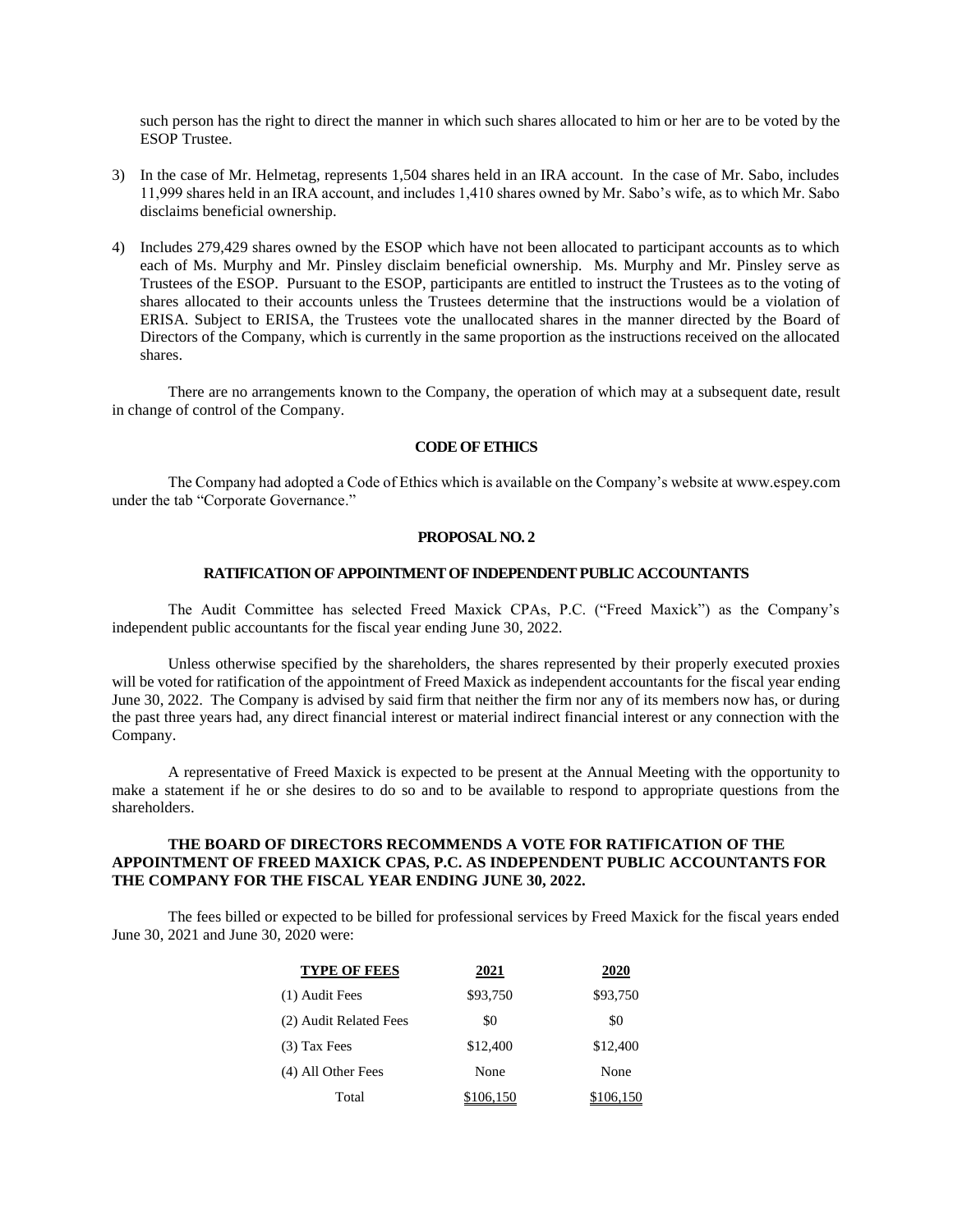such person has the right to direct the manner in which such shares allocated to him or her are to be voted by the ESOP Trustee.

3) In the case of Mr. Helmetag, represents 1,504 shares held in an IRA account. In the case of Mr. Sabo, includes 11,999 shares held in an IRA account, and includes 1,410 shares owned by Mr. Sabo's wife, as to which Mr. Sabo disclaims beneficial ownership.

4) Includes 279,429 shares owned by the ESOP which have not been allocated to participant accounts as to which each of Ms. Murphy and Mr. Pinsley disclaim beneficial ownership. Ms. Murphy and Mr. Pinsley serve as Trustees of the ESOP. Pursuant to the ESOP, participants are entitled to instruct the Trustees as to the voting of shares allocated to their accounts unless the Trustees determine that the instructions would be a violation of ERISA. Subject to ERISA, the Trustees vote the unallocated shares in the manner directed by the Board of Directors of the Company, which is currently in the same proportion as the instructions received on the allocated shares.

There are no arrangements known to the Company, the operation of which may at a subsequent date, result in change of control of the Company.

## CODE OF ETHICS

The Company had adopted a Code of Ethics which is available on the Company's website at www.espey.com under the tab "Corporate Governance."

## PROPOSAL NO. 2

### RATIFICATION OF APPOINTMENT OF INDEPENDENT PUBLIC ACCOUNTANTS

The Audit Committee has selected Freed Maxick CPAs, P.C. ("Freed Maxick") as the Company's independent public accountants for the fiscal year ending June 30, 2022.

Unless otherwise specified by the shareholders, the shares represented by their properly executed proxies will be voted for ratification of the appointment of Freed Maxick as independent accountants for the fiscal year ending June 30, 2022. The Company is advised by said firm that neither the firm nor any of its members now has, or during the past three years had, any direct financial interest or material indirect financial interest or any connection with the Company.

A representative of Freed Maxick is expected to be present at the Annual Meeting with the opportunity to make a statement if he or she desires to do so and to be available to respond to appropriate questions from the shareholders.

**THE BOARD OF DIRECTORS RECOMMENDS A VOTE FOR RATIFICATION OF THE APPOINTMENT OF FREED MAXICK CPAS, P.C. AS INDEPENDENT PUBLIC ACCOUNTANTS FOR THE COMPANY FOR THE FISCAL YEAR ENDING JUNE 30, 2022.**

The fees billed or expected to be billed for professional services by Freed Maxick for the fiscal years ended June 30, 2021 and June 30, 2020 were:

| TYPE OF FEES | 2021 | 2020 |
|---|---|---|
| (1) Audit Fees | $93,750 | $93,750 |
| (2) Audit Related Fees | $0 | $0 |
| (3) Tax Fees | $12,400 | $12,400 |
| (4) All Other Fees | None | None |
| Total | $106,150 | $106,150 |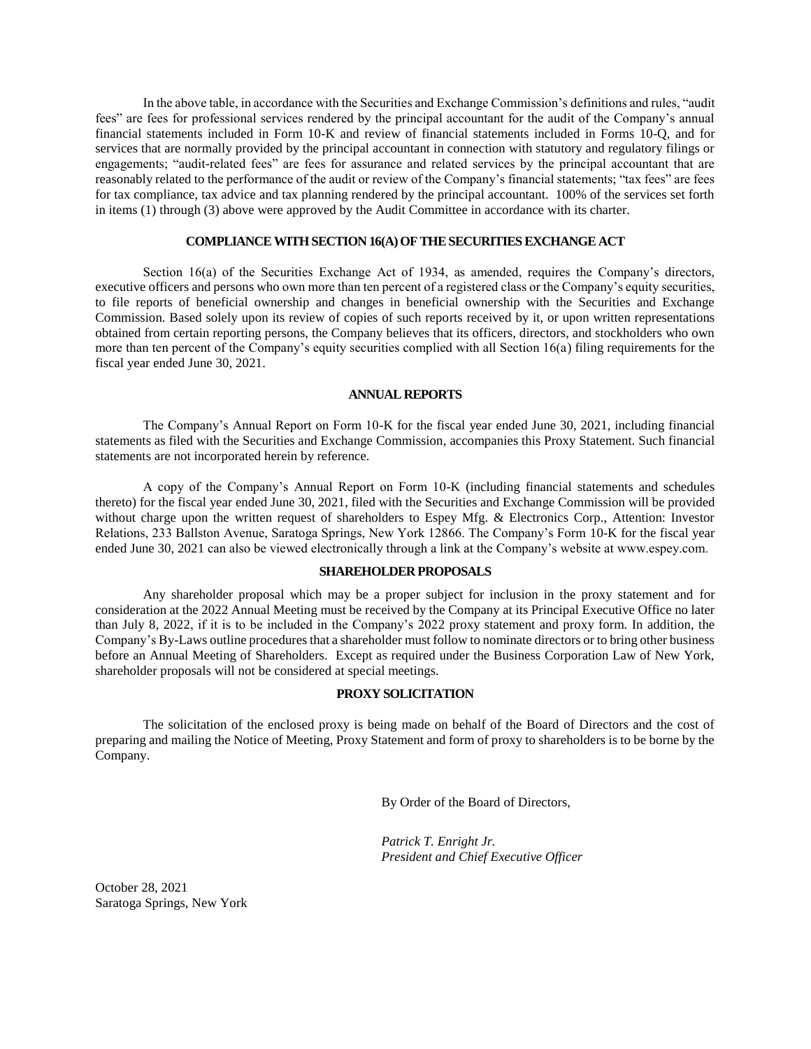In the above table, in accordance with the Securities and Exchange Commission's definitions and rules, "audit fees" are fees for professional services rendered by the principal accountant for the audit of the Company's annual financial statements included in Form 10-K and review of financial statements included in Forms 10-Q, and for services that are normally provided by the principal accountant in connection with statutory and regulatory filings or engagements; "audit-related fees" are fees for assurance and related services by the principal accountant that are reasonably related to the performance of the audit or review of the Company's financial statements; "tax fees" are fees for tax compliance, tax advice and tax planning rendered by the principal accountant. 100% of the services set forth in items (1) through (3) above were approved by the Audit Committee in accordance with its charter.

## COMPLIANCE WITH SECTION 16(A) OF THE SECURITIES EXCHANGE ACT

Section 16(a) of the Securities Exchange Act of 1934, as amended, requires the Company's directors, executive officers and persons who own more than ten percent of a registered class or the Company's equity securities, to file reports of beneficial ownership and changes in beneficial ownership with the Securities and Exchange Commission. Based solely upon its review of copies of such reports received by it, or upon written representations obtained from certain reporting persons, the Company believes that its officers, directors, and stockholders who own more than ten percent of the Company's equity securities complied with all Section 16(a) filing requirements for the fiscal year ended June 30, 2021.

## ANNUAL REPORTS

The Company's Annual Report on Form 10-K for the fiscal year ended June 30, 2021, including financial statements as filed with the Securities and Exchange Commission, accompanies this Proxy Statement. Such financial statements are not incorporated herein by reference.

A copy of the Company's Annual Report on Form 10-K (including financial statements and schedules thereto) for the fiscal year ended June 30, 2021, filed with the Securities and Exchange Commission will be provided without charge upon the written request of shareholders to Espey Mfg. & Electronics Corp., Attention: Investor Relations, 233 Ballston Avenue, Saratoga Springs, New York 12866. The Company's Form 10-K for the fiscal year ended June 30, 2021 can also be viewed electronically through a link at the Company's website at www.espey.com.

## SHAREHOLDER PROPOSALS

Any shareholder proposal which may be a proper subject for inclusion in the proxy statement and for consideration at the 2022 Annual Meeting must be received by the Company at its Principal Executive Office no later than July 8, 2022, if it is to be included in the Company's 2022 proxy statement and proxy form. In addition, the Company's By-Laws outline procedures that a shareholder must follow to nominate directors or to bring other business before an Annual Meeting of Shareholders. Except as required under the Business Corporation Law of New York, shareholder proposals will not be considered at special meetings.

## PROXY SOLICITATION

The solicitation of the enclosed proxy is being made on behalf of the Board of Directors and the cost of preparing and mailing the Notice of Meeting, Proxy Statement and form of proxy to shareholders is to be borne by the Company.

By Order of the Board of Directors,

*Patrick T. Enright Jr.*
*President and Chief Executive Officer*

October 28, 2021
Saratoga Springs, New York